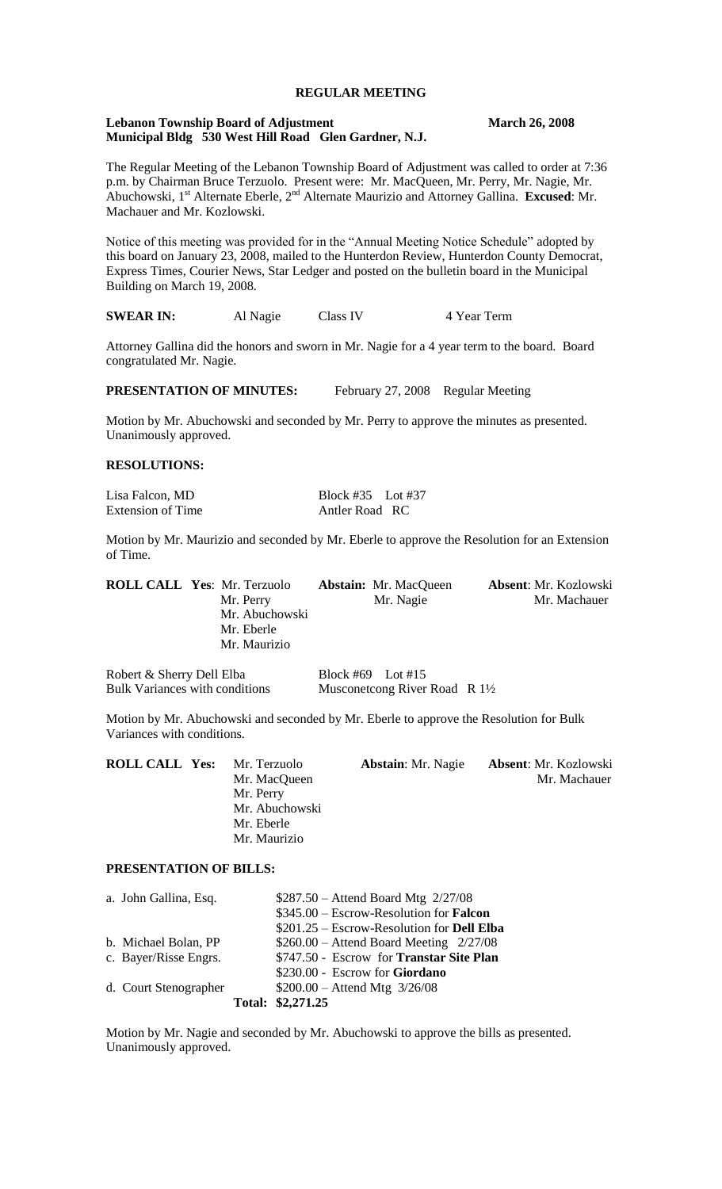# REGULAR MEETING

**Lebanon Township Board of Adjustment** **March 26, 2008**
**Municipal Bldg 530 West Hill Road Glen Gardner, N.J.**

The Regular Meeting of the Lebanon Township Board of Adjustment was called to order at 7:36 p.m. by Chairman Bruce Terzuolo. Present were: Mr. MacQueen, Mr. Perry, Mr. Nagie, Mr. Abuchowski, 1st Alternate Eberle, 2nd Alternate Maurizio and Attorney Gallina. **Excused**: Mr. Machauer and Mr. Kozlowski.

Notice of this meeting was provided for in the "Annual Meeting Notice Schedule" adopted by this board on January 23, 2008, mailed to the Hunterdon Review, Hunterdon County Democrat, Express Times, Courier News, Star Ledger and posted on the bulletin board in the Municipal Building on March 19, 2008.

**SWEAR IN:** Al Nagie Class IV 4 Year Term

Attorney Gallina did the honors and sworn in Mr. Nagie for a 4 year term to the board. Board congratulated Mr. Nagie.

**PRESENTATION OF MINUTES:** February 27, 2008 Regular Meeting

Motion by Mr. Abuchowski and seconded by Mr. Perry to approve the minutes as presented. Unanimously approved.

**RESOLUTIONS:**

Lisa Falcon, MD Block #35 Lot #37
Extension of Time Antler Road RC

Motion by Mr. Maurizio and seconded by Mr. Eberle to approve the Resolution for an Extension of Time.

| **ROLL CALL Yes**: | **Abstain:** | **Absent**: |
|---|---|---|
| Mr. Terzuolo | Mr. MacQueen | Mr. Kozlowski |
| Mr. Perry | Mr. Nagie | Mr. Machauer |
| Mr. Abuchowski | | |
| Mr. Eberle | | |
| Mr. Maurizio | | |

Robert & Sherry Dell Elba Block #69 Lot #15
Bulk Variances with conditions Musconetcong River Road R 1½

Motion by Mr. Abuchowski and seconded by Mr. Eberle to approve the Resolution for Bulk Variances with conditions.

| **ROLL CALL Yes:** | **Abstain**: | **Absent**: |
|---|---|---|
| Mr. Terzuolo | Mr. Nagie | Mr. Kozlowski |
| Mr. MacQueen | | Mr. Machauer |
| Mr. Perry | | |
| Mr. Abuchowski | | |
| Mr. Eberle | | |
| Mr. Maurizio | | |

**PRESENTATION OF BILLS:**

| | |
|---|---|
| a. John Gallina, Esq. | $287.50 – Attend Board Mtg 2/27/08 |
| | $345.00 – Escrow-Resolution for **Falcon** |
| | $201.25 – Escrow-Resolution for **Dell Elba** |
| b. Michael Bolan, PP | $260.00 – Attend Board Meeting 2/27/08 |
| c. Bayer/Risse Engrs. | $747.50 - Escrow for **Transtar Site Plan** |
| | $230.00 - Escrow for **Giordano** |
| d. Court Stenographer | $200.00 – Attend Mtg 3/26/08 |
| **Total:** | **$2,271.25** |

Motion by Mr. Nagie and seconded by Mr. Abuchowski to approve the bills as presented. Unanimously approved.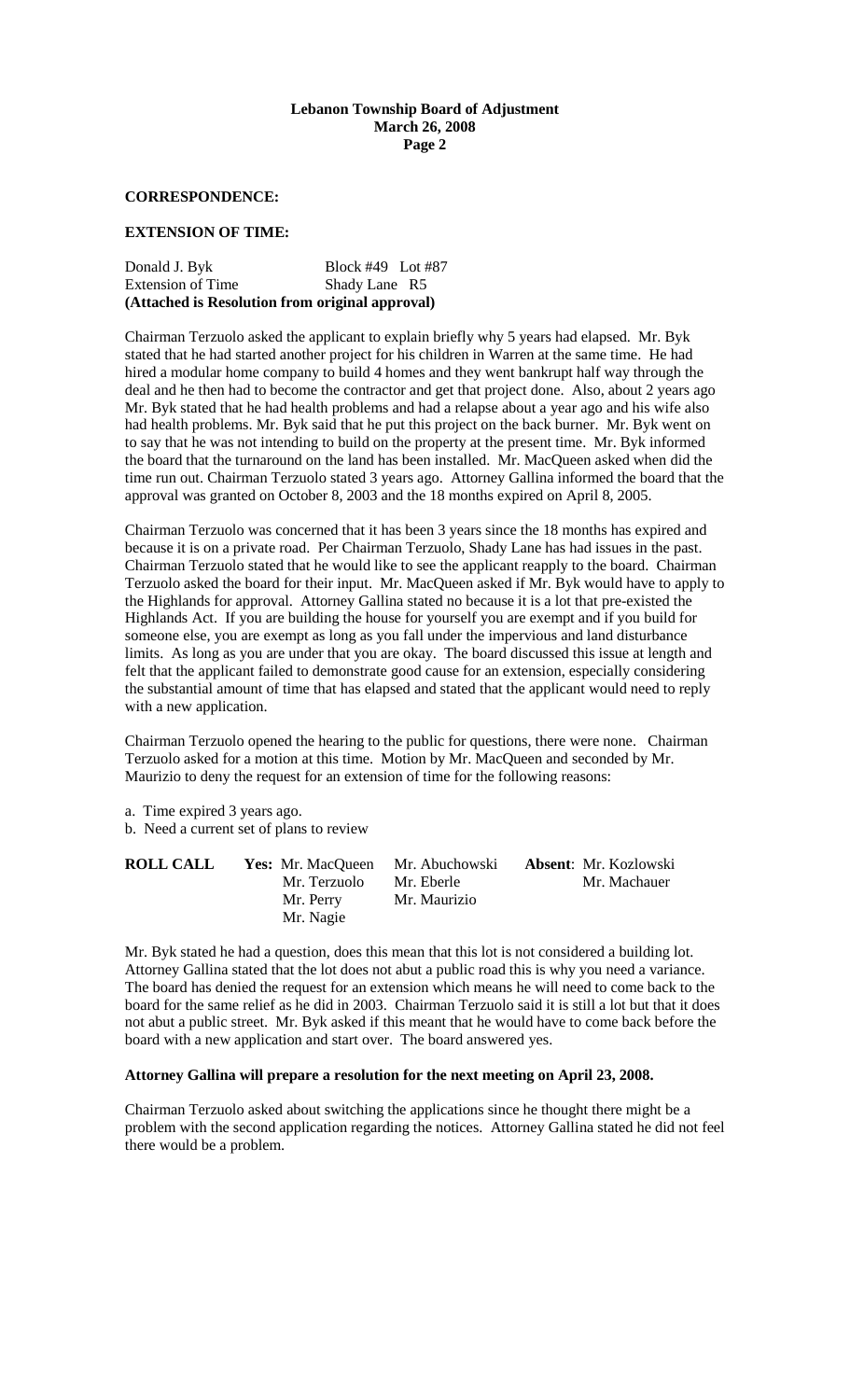**CORRESPONDENCE:**

**EXTENSION OF TIME:**

Donald J. Byk Block #49 Lot #87
Extension of Time Shady Lane R5
**(Attached is Resolution from original approval)**

Chairman Terzuolo asked the applicant to explain briefly why 5 years had elapsed. Mr. Byk stated that he had started another project for his children in Warren at the same time. He had hired a modular home company to build 4 homes and they went bankrupt half way through the deal and he then had to become the contractor and get that project done. Also, about 2 years ago Mr. Byk stated that he had health problems and had a relapse about a year ago and his wife also had health problems. Mr. Byk said that he put this project on the back burner. Mr. Byk went on to say that he was not intending to build on the property at the present time. Mr. Byk informed the board that the turnaround on the land has been installed. Mr. MacQueen asked when did the time run out. Chairman Terzuolo stated 3 years ago. Attorney Gallina informed the board that the approval was granted on October 8, 2003 and the 18 months expired on April 8, 2005.

Chairman Terzuolo was concerned that it has been 3 years since the 18 months has expired and because it is on a private road. Per Chairman Terzuolo, Shady Lane has had issues in the past. Chairman Terzuolo stated that he would like to see the applicant reapply to the board. Chairman Terzuolo asked the board for their input. Mr. MacQueen asked if Mr. Byk would have to apply to the Highlands for approval. Attorney Gallina stated no because it is a lot that pre-existed the Highlands Act. If you are building the house for yourself you are exempt and if you build for someone else, you are exempt as long as you fall under the impervious and land disturbance limits. As long as you are under that you are okay. The board discussed this issue at length and felt that the applicant failed to demonstrate good cause for an extension, especially considering the substantial amount of time that has elapsed and stated that the applicant would need to reply with a new application.

Chairman Terzuolo opened the hearing to the public for questions, there were none. Chairman Terzuolo asked for a motion at this time. Motion by Mr. MacQueen and seconded by Mr. Maurizio to deny the request for an extension of time for the following reasons:

a. Time expired 3 years ago.
b. Need a current set of plans to review

| **ROLL CALL** | **Yes:** Mr. MacQueen | Mr. Abuchowski | **Absent**: Mr. Kozlowski |
|---|---|---|---|
| | Mr. Terzuolo | Mr. Eberle | Mr. Machauer |
| | Mr. Perry | Mr. Maurizio | |
| | Mr. Nagie | | |

Mr. Byk stated he had a question, does this mean that this lot is not considered a building lot. Attorney Gallina stated that the lot does not abut a public road this is why you need a variance. The board has denied the request for an extension which means he will need to come back to the board for the same relief as he did in 2003. Chairman Terzuolo said it is still a lot but that it does not abut a public street. Mr. Byk asked if this meant that he would have to come back before the board with a new application and start over. The board answered yes.

**Attorney Gallina will prepare a resolution for the next meeting on April 23, 2008.**

Chairman Terzuolo asked about switching the applications since he thought there might be a problem with the second application regarding the notices. Attorney Gallina stated he did not feel there would be a problem.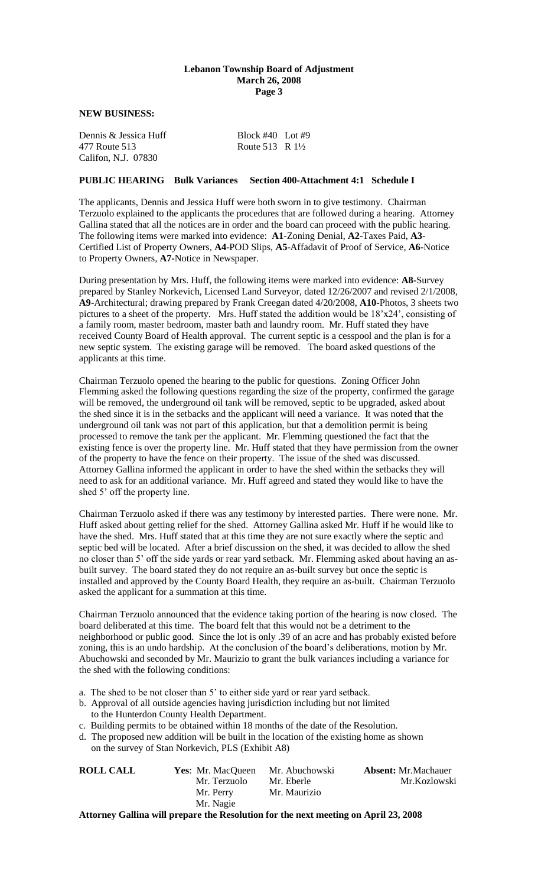**NEW BUSINESS:**

Dennis & Jessica Huff　　Block #40　Lot #9
477 Route 513　　Route 513　R 1½
Califon, N.J. 07830

**PUBLIC HEARING　Bulk Variances　Section 400-Attachment 4:1　Schedule I**

The applicants, Dennis and Jessica Huff were both sworn in to give testimony. Chairman Terzuolo explained to the applicants the procedures that are followed during a hearing. Attorney Gallina stated that all the notices are in order and the board can proceed with the public hearing. The following items were marked into evidence: **A1**-Zoning Denial, **A2**-Taxes Paid, **A3**-Certified List of Property Owners, **A4**-POD Slips, **A5**-Affadavit of Proof of Service, **A6**-Notice to Property Owners, **A7**-Notice in Newspaper.

During presentation by Mrs. Huff, the following items were marked into evidence: **A8**-Survey prepared by Stanley Norkevich, Licensed Land Surveyor, dated 12/26/2007 and revised 2/1/2008, **A9**-Architectural; drawing prepared by Frank Creegan dated 4/20/2008, **A10**-Photos, 3 sheets two pictures to a sheet of the property. Mrs. Huff stated the addition would be 18'x24', consisting of a family room, master bedroom, master bath and laundry room. Mr. Huff stated they have received County Board of Health approval. The current septic is a cesspool and the plan is for a new septic system. The existing garage will be removed. The board asked questions of the applicants at this time.

Chairman Terzuolo opened the hearing to the public for questions. Zoning Officer John Flemming asked the following questions regarding the size of the property, confirmed the garage will be removed, the underground oil tank will be removed, septic to be upgraded, asked about the shed since it is in the setbacks and the applicant will need a variance. It was noted that the underground oil tank was not part of this application, but that a demolition permit is being processed to remove the tank per the applicant. Mr. Flemming questioned the fact that the existing fence is over the property line. Mr. Huff stated that they have permission from the owner of the property to have the fence on their property. The issue of the shed was discussed. Attorney Gallina informed the applicant in order to have the shed within the setbacks they will need to ask for an additional variance. Mr. Huff agreed and stated they would like to have the shed 5' off the property line.

Chairman Terzuolo asked if there was any testimony by interested parties. There were none. Mr. Huff asked about getting relief for the shed. Attorney Gallina asked Mr. Huff if he would like to have the shed. Mrs. Huff stated that at this time they are not sure exactly where the septic and septic bed will be located. After a brief discussion on the shed, it was decided to allow the shed no closer than 5' off the side yards or rear yard setback. Mr. Flemming asked about having an as-built survey. The board stated they do not require an as-built survey but once the septic is installed and approved by the County Board Health, they require an as-built. Chairman Terzuolo asked the applicant for a summation at this time.

Chairman Terzuolo announced that the evidence taking portion of the hearing is now closed. The board deliberated at this time. The board felt that this would not be a detriment to the neighborhood or public good. Since the lot is only .39 of an acre and has probably existed before zoning, this is an undo hardship. At the conclusion of the board's deliberations, motion by Mr. Abuchowski and seconded by Mr. Maurizio to grant the bulk variances including a variance for the shed with the following conditions:

a. The shed to be not closer than 5' to either side yard or rear yard setback.
b. Approval of all outside agencies having jurisdiction including but not limited to the Hunterdon County Health Department.
c. Building permits to be obtained within 18 months of the date of the Resolution.
d. The proposed new addition will be built in the location of the existing home as shown on the survey of Stan Norkevich, PLS (Exhibit A8)

| **ROLL CALL** | **Yes**: Mr. MacQueen | Mr. Abuchowski | **Absent:** Mr.Machauer |
|---|---|---|---|
| | Mr. Terzuolo | Mr. Eberle | Mr.Kozlowski |
| | Mr. Perry | Mr. Maurizio | |
| | Mr. Nagie | | |

**Attorney Gallina will prepare the Resolution for the next meeting on April 23, 2008**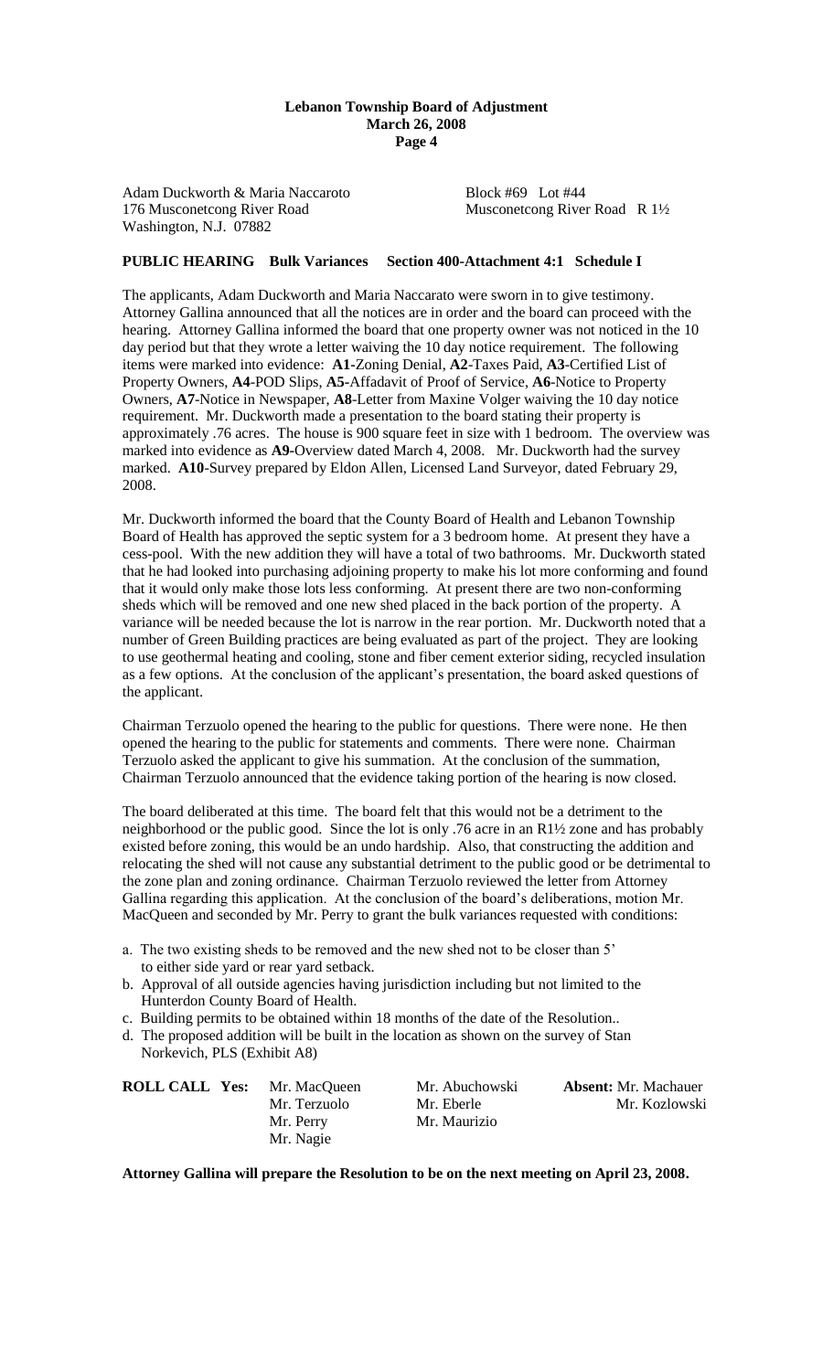Adam Duckworth & Maria Naccaroto
176 Musconetcong River Road
Washington, N.J. 07882

Block #69 Lot #44
Musconetcong River Road R 1½

**PUBLIC HEARING Bulk Variances Section 400-Attachment 4:1 Schedule I**

The applicants, Adam Duckworth and Maria Naccarato were sworn in to give testimony. Attorney Gallina announced that all the notices are in order and the board can proceed with the hearing. Attorney Gallina informed the board that one property owner was not noticed in the 10 day period but that they wrote a letter waiving the 10 day notice requirement. The following items were marked into evidence: **A1**-Zoning Denial, **A2**-Taxes Paid, **A3**-Certified List of Property Owners, **A4**-POD Slips, **A5**-Affadavit of Proof of Service, **A6**-Notice to Property Owners, **A7**-Notice in Newspaper, **A8**-Letter from Maxine Volger waiving the 10 day notice requirement. Mr. Duckworth made a presentation to the board stating their property is approximately .76 acres. The house is 900 square feet in size with 1 bedroom. The overview was marked into evidence as **A9**-Overview dated March 4, 2008. Mr. Duckworth had the survey marked. **A10**-Survey prepared by Eldon Allen, Licensed Land Surveyor, dated February 29, 2008.

Mr. Duckworth informed the board that the County Board of Health and Lebanon Township Board of Health has approved the septic system for a 3 bedroom home. At present they have a cess-pool. With the new addition they will have a total of two bathrooms. Mr. Duckworth stated that he had looked into purchasing adjoining property to make his lot more conforming and found that it would only make those lots less conforming. At present there are two non-conforming sheds which will be removed and one new shed placed in the back portion of the property. A variance will be needed because the lot is narrow in the rear portion. Mr. Duckworth noted that a number of Green Building practices are being evaluated as part of the project. They are looking to use geothermal heating and cooling, stone and fiber cement exterior siding, recycled insulation as a few options. At the conclusion of the applicant's presentation, the board asked questions of the applicant.

Chairman Terzuolo opened the hearing to the public for questions. There were none. He then opened the hearing to the public for statements and comments. There were none. Chairman Terzuolo asked the applicant to give his summation. At the conclusion of the summation, Chairman Terzuolo announced that the evidence taking portion of the hearing is now closed.

The board deliberated at this time. The board felt that this would not be a detriment to the neighborhood or the public good. Since the lot is only .76 acre in an R1½ zone and has probably existed before zoning, this would be an undo hardship. Also, that constructing the addition and relocating the shed will not cause any substantial detriment to the public good or be detrimental to the zone plan and zoning ordinance. Chairman Terzuolo reviewed the letter from Attorney Gallina regarding this application. At the conclusion of the board's deliberations, motion Mr. MacQueen and seconded by Mr. Perry to grant the bulk variances requested with conditions:

a. The two existing sheds to be removed and the new shed not to be closer than 5' to either side yard or rear yard setback.
b. Approval of all outside agencies having jurisdiction including but not limited to the Hunterdon County Board of Health.
c. Building permits to be obtained within 18 months of the date of the Resolution..
d. The proposed addition will be built in the location as shown on the survey of Stan Norkevich, PLS (Exhibit A8)

| **ROLL CALL Yes:** | Mr. MacQueen | Mr. Abuchowski | **Absent:** Mr. Machauer |
|---|---|---|---|
| | Mr. Terzuolo | Mr. Eberle | Mr. Kozlowski |
| | Mr. Perry | Mr. Maurizio | |
| | Mr. Nagie | | |

**Attorney Gallina will prepare the Resolution to be on the next meeting on April 23, 2008.**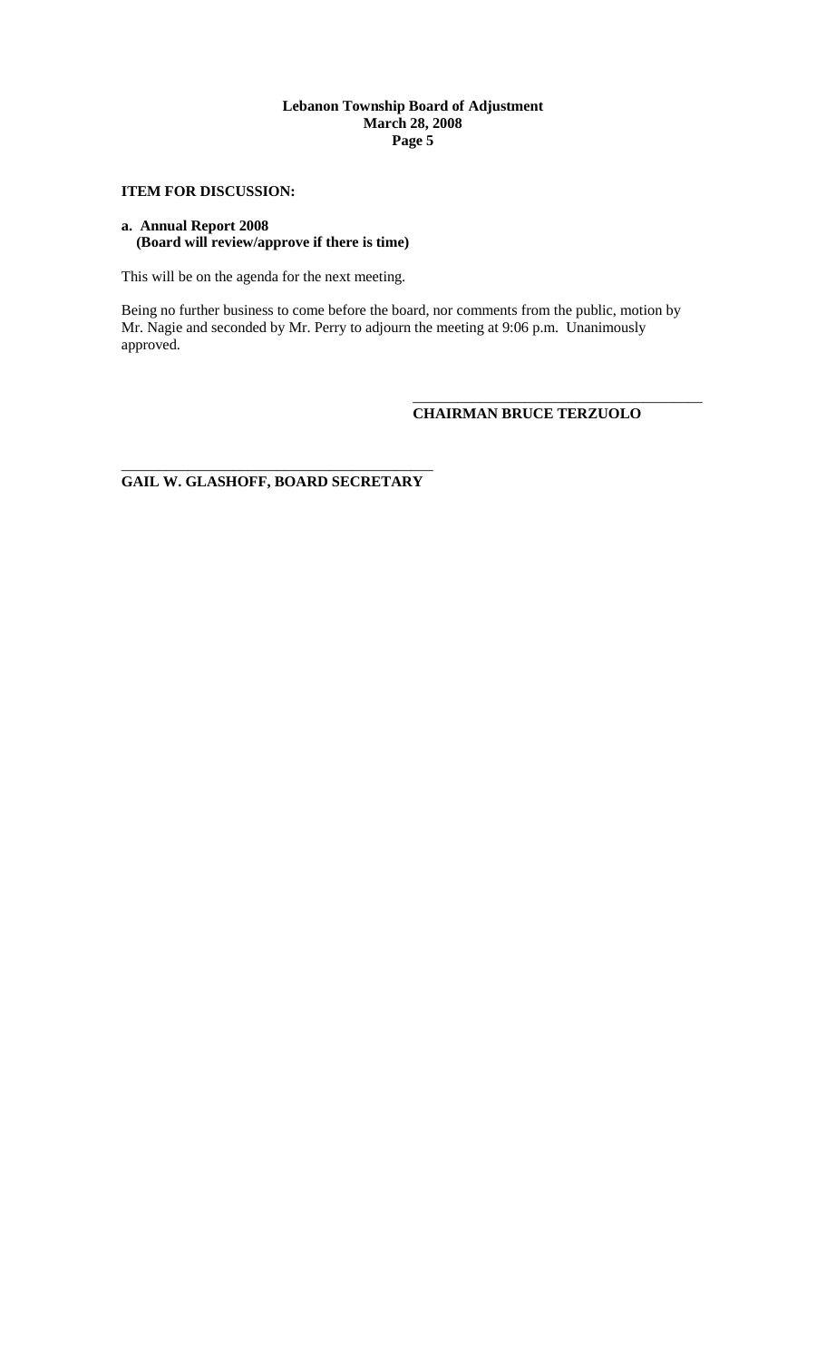**ITEM FOR DISCUSSION:**

**a. Annual Report 2008**
**(Board will review/approve if there is time)**

This will be on the agenda for the next meeting.

Being no further business to come before the board, nor comments from the public, motion by Mr. Nagie and seconded by Mr. Perry to adjourn the meeting at 9:06 p.m. Unanimously approved.

\_\_\_\_\_\_\_\_\_\_\_\_\_\_\_\_\_\_\_\_\_\_\_\_\_\_\_\_\_\_\_\_\_\_\_\_\_\_
**CHAIRMAN BRUCE TERZUOLO**

\_\_\_\_\_\_\_\_\_\_\_\_\_\_\_\_\_\_\_\_\_\_\_\_\_\_\_\_\_\_\_\_\_\_\_\_\_\_\_\_\_
**GAIL W. GLASHOFF, BOARD SECRETARY**